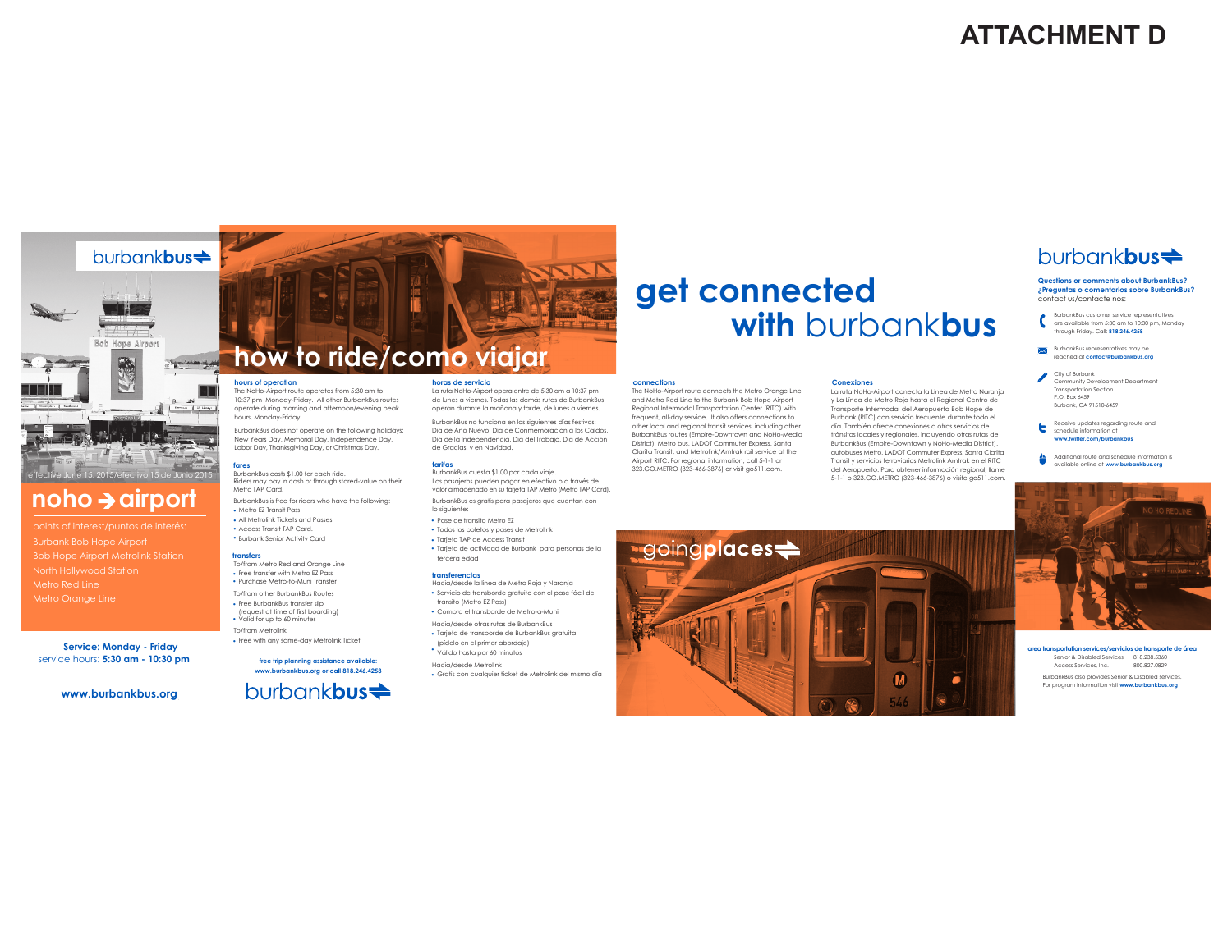# ATTACHMENT D

burbankbus

effective June 15, 2015/efectivo 15 de Junio 2015

## noho → airport

points of interest/puntos de interés:

Burbank Bob Hope Airport
Bob Hope Airport Metrolink Station
North Hollywood Station
Metro Red Line
Metro Orange Line

**Service: Monday - Friday**
service hours: **5:30 am - 10:30 pm**

**www.burbankbus.org**

## how to ride/como viajar

### hours of operation

The NoHo-Airport route operates from 5:30 am to 10:37 pm Monday-Friday. All other BurbankBus routes operate during morning and afternoon/evening peak hours, Monday-Friday.

BurbankBus does not operate on the following holidays: New Years Day, Memorial Day, Independence Day, Labor Day, Thanksgiving Day, or Christmas Day.

### fares

BurbankBus costs $1.00 for each ride.
Riders may pay in cash or through stored-value on their Metro TAP Card.

BurbankBus is free for riders who have the following:

- Metro EZ Transit Pass
- All Metrolink Tickets and Passes
- Access Transit TAP Card.
- Burbank Senior Activity Card

### transfers

To/from Metro Red and Orange Line

- Free transfer with Metro EZ Pass
- Purchase Metro-to-Muni Transfer

To/from other BurbankBus Routes

- Free BurbankBus transfer slip (request at time of first boarding)
- Valid for up to 60 minutes

To/from Metrolink

- Free with any same-day Metrolink Ticket

### horas de servicio

La ruta NoHo-Airport opera entre de 5:30 am a 10:37 pm de lunes a viernes. Todas las demás rutas de BurbankBus operan durante la mañana y tarde, de lunes a viernes.

BurbankBus no funciona en los siguientes días festivos: Día de Año Nuevo, Día de Conmemoración a los Caídos, Día de la Independencia, Día del Trabajo, Día de Acción de Gracias, y en Navidad.

### tarifas

BurbankBus cuesta $1.00 por cada viaje.
Los pasajeros pueden pagar en efectivo o a través de valor almacenado en su tarjeta TAP Metro (Metro TAP Card).

BurbankBus es gratis para pasajeros que cuentan con lo siguiente:

- Pase de transito Metro EZ
- Todos los boletos y pases de Metrolink
- Tarjeta TAP de Access Transit
- Tarjeta de actividad de Burbank para personas de la tercera edad

### transferencias

Hacia/desde la línea de Metro Roja y Naranja

- Servicio de transborde gratuito con el pase fácil de transito (Metro EZ Pass)
- Compra el transborde de Metro-a-Muni

Hacia/desde otras rutas de BurbankBus

- Tarjeta de transborde de BurbankBus gratuita (pídelo en el primer abordaje)
- Válido hasta por 60 minutos

Hacia/desde Metrolink

- Gratis con cualquier ticket de Metrolink del mismo día

**free trip planning assistance available:**
**www.burbankbus.org or call 818.246.4258**

burbankbus

## get connected with burbankbus

### connections

The NoHo-Airport route connects the Metro Orange Line and Metro Red Line to the Burbank Bob Hope Airport Regional Intermodal Transportation Center (RITC) with frequent, all-day service. It also offers connections to other local and regional transit services, including other BurbankBus routes (Empire-Downtown and NoHo-Media District), Metro bus, LADOT Commuter Express, Santa Clarita Transit, and Metrolink/Amtrak rail service at the Airport RITC. For regional information, call 5-1-1 or 323.GO.METRO (323-466-3876) or visit go511.com.

### Conexiones

La ruta NoHo-Airport conecta la Línea de Metro Naranja y La Línea de Metro Rojo hasta el Regional Centro de Transporte Intermodal del Aeropuerto Bob Hope de Burbank (RITC) con servicio frecuente durante todo el día. También ofrece conexiones a otros servicios de tránsitos locales y regionales, incluyendo otras rutas de BurbankBus (Empire-Downtown y NoHo-Media District), autobuses Metro, LADOT Commuter Express, Santa Clarita Transit y servicios ferroviarios Metrolink Amtrak en el RITC del Aeropuerto. Para obtener información regional, llame 5-1-1 o 323.GO.METRO (323-466-3876) o visite go511.com.

goingplaces

burbankbus

**Questions or comments about BurbankBus?**
**¿Preguntas o comentarios sobre BurbankBus?**
contact us/contacte nos:

BurbankBus customer service representatives are available from 5:30 am to 10:30 pm, Monday through Friday. Call: **818.246.4258**

BurbankBus representatives may be reached at **contact@burbankbus.org**

City of Burbank
Community Development Department
Transportation Section
P.O. Box 6459
Burbank, CA 91510-6459

Receive updates regarding route and schedule information at **www.twitter.com/burbankbus**

Additional route and schedule information is available online at **www.burbankbus.org**

**area transportation services/servicios de transporte de área**

| | |
|---|---|
| Senior & Disabled Services | 818.238.5360 |
| Access Services, Inc. | 800.827.0829 |

BurbankBus also provides Senior & Disabled services. For program information visit **www.burbankbus.org**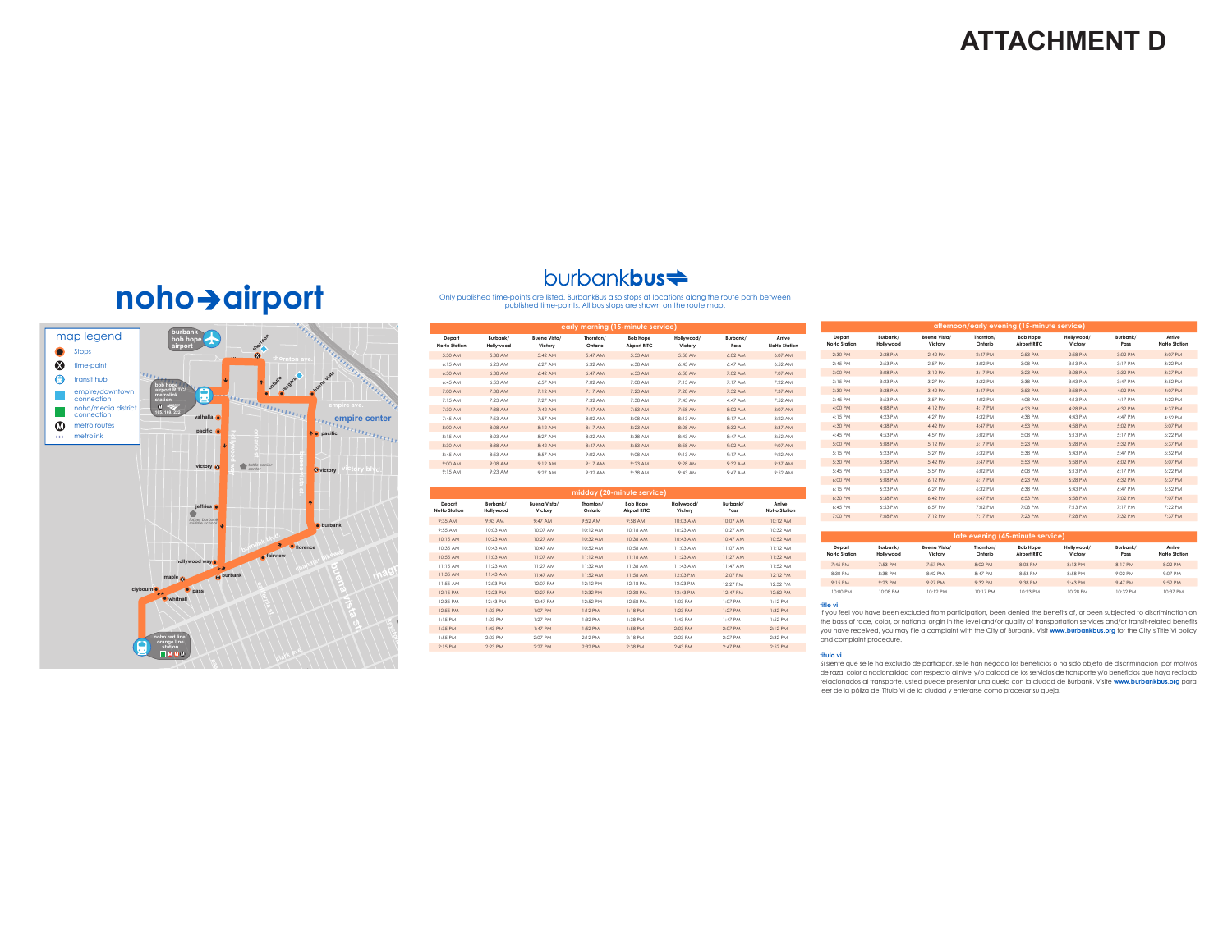# ATTACHMENT D

## noho→airport

map legend

- Stops
- time-point
- transit hub
- empire/downtown connection
- noho/media district connection
- metro routes
- metrolink

burbank bob hope airport

bob hope airport RITC/ metrolink station

thornton

thornton ave.

ontario

niagara

buena vista

empire ave.

empire center

valhalla

pacific

victory

victory blvd

jeffries

burbank

florence

fairview

hollywood way

burbank blvd

burbank

maple

clybourn

pass

whitnall

noho red line/ orange line station

## burbankbus

Only published time-points are listed. BurbankBus also stops at locations along the route path between published time-points. All bus stops are shown on the route map.

### early morning (15-minute service)

| Depart NoHo Station | Burbank/ Hollywood | Buena Vista/ Victory | Thornton/ Ontario | Bob Hope Airport RITC | Hollywood/ Victory | Burbank/ Pass | Arrive NoHo Station |
|---|---|---|---|---|---|---|---|
| 5:30 AM | 5:38 AM | 5:42 AM | 5:47 AM | 5:53 AM | 5:58 AM | 6:02 AM | 6:07 AM |
| 6:15 AM | 6:23 AM | 6:27 AM | 6:32 AM | 6:38 AM | 6:43 AM | 6:47 AM | 6:52 AM |
| 6:30 AM | 6:38 AM | 6:42 AM | 6:47 AM | 6:53 AM | 6:58 AM | 7:02 AM | 7:07 AM |
| 6:45 AM | 6:53 AM | 6:57 AM | 7:02 AM | 7:08 AM | 7:13 AM | 7:17 AM | 7:22 AM |
| 7:00 AM | 7:08 AM | 7:12 AM | 7:17 AM | 7:23 AM | 7:28 AM | 7:32 AM | 7:37 AM |
| 7:15 AM | 7:23 AM | 7:27 AM | 7:32 AM | 7:38 AM | 7:43 AM | 7:47 AM | 7:52 AM |
| 7:30 AM | 7:38 AM | 7:42 AM | 7:47 AM | 7:53 AM | 7:58 AM | 8:02 AM | 8:07 AM |
| 7:45 AM | 7:53 AM | 7:57 AM | 8:02 AM | 8:08 AM | 8:13 AM | 8:17 AM | 8:22 AM |
| 8:00 AM | 8:08 AM | 8:12 AM | 8:17 AM | 8:23 AM | 8:28 AM | 8:32 AM | 8:37 AM |
| 8:15 AM | 8:23 AM | 8:27 AM | 8:32 AM | 8:38 AM | 8:43 AM | 8:47 AM | 8:52 AM |
| 8:30 AM | 8:38 AM | 8:42 AM | 8:47 AM | 8:53 AM | 8:58 AM | 9:02 AM | 9:07 AM |
| 8:45 AM | 8:53 AM | 8:57 AM | 9:02 AM | 9:08 AM | 9:13 AM | 9:17 AM | 9:22 AM |
| 9:00 AM | 9:08 AM | 9:12 AM | 9:17 AM | 9:23 AM | 9:28 AM | 9:32 AM | 9:37 AM |
| 9:15 AM | 9:23 AM | 9:27 AM | 9:32 AM | 9:38 AM | 9:43 AM | 9:47 AM | 9:52 AM |

### midday (20-minute service)

| Depart NoHo Station | Burbank/ Hollywood | Buena Vista/ Victory | Thornton/ Ontario | Bob Hope Airport RITC | Hollywood/ Victory | Burbank/ Pass | Arrive NoHo Station |
|---|---|---|---|---|---|---|---|
| 9:35 AM | 9:43 AM | 9:47 AM | 9:52 AM | 9:58 AM | 10:03 AM | 10:07 AM | 10:12 AM |
| 9:55 AM | 10:03 AM | 10:07 AM | 10:12 AM | 10:18 AM | 10:23 AM | 10:27 AM | 10:32 AM |
| 10:15 AM | 10:23 AM | 10:27 AM | 10:32 AM | 10:38 AM | 10:43 AM | 10:47 AM | 10:52 AM |
| 10:35 AM | 10:43 AM | 10:47 AM | 10:52 AM | 10:58 AM | 11:03 AM | 11:07 AM | 11:12 AM |
| 10:55 AM | 11:03 AM | 11:07 AM | 11:12 AM | 11:18 AM | 11:23 AM | 11:27 AM | 11:32 AM |
| 11:15 AM | 11:23 AM | 11:27 AM | 11:32 AM | 11:38 AM | 11:43 AM | 11:47 AM | 11:52 AM |
| 11:35 AM | 11:43 AM | 11:47 AM | 11:52 AM | 11:58 AM | 12:03 PM | 12:07 PM | 12:12 PM |
| 11:55 AM | 12:03 PM | 12:07 PM | 12:12 PM | 12:18 PM | 12:23 PM | 12:27 PM | 12:32 PM |
| 12:15 PM | 12:23 PM | 12:27 PM | 12:32 PM | 12:38 PM | 12:43 PM | 12:47 PM | 12:52 PM |
| 12:35 PM | 12:43 PM | 12:47 PM | 12:52 PM | 12:58 PM | 1:03 PM | 1:07 PM | 1:12 PM |
| 12:55 PM | 1:03 PM | 1:07 PM | 1:12 PM | 1:18 PM | 1:23 PM | 1:27 PM | 1:32 PM |
| 1:15 PM | 1:23 PM | 1:27 PM | 1:32 PM | 1:38 PM | 1:43 PM | 1:47 PM | 1:52 PM |
| 1:35 PM | 1:43 PM | 1:47 PM | 1:52 PM | 1:58 PM | 2:03 PM | 2:07 PM | 2:12 PM |
| 1:55 PM | 2:03 PM | 2:07 PM | 2:12 PM | 2:18 PM | 2:23 PM | 2:27 PM | 2:32 PM |
| 2:15 PM | 2:23 PM | 2:27 PM | 2:32 PM | 2:38 PM | 2:43 PM | 2:47 PM | 2:52 PM |

### afternoon/early evening (15-minute service)

| Depart NoHo Station | Burbank/ Hollywood | Buena Vista/ Victory | Thornton/ Ontario | Bob Hope Airport RITC | Hollywood/ Victory | Burbank/ Pass | Arrive NoHo Station |
|---|---|---|---|---|---|---|---|
| 2:30 PM | 2:38 PM | 2:42 PM | 2:47 PM | 2:53 PM | 2:58 PM | 3:02 PM | 3:07 PM |
| 2:45 PM | 2:53 PM | 2:57 PM | 3:02 PM | 3:08 PM | 3:13 PM | 3:17 PM | 3:22 PM |
| 3:00 PM | 3:08 PM | 3:12 PM | 3:17 PM | 3:23 PM | 3:28 PM | 3:32 PM | 3:37 PM |
| 3:15 PM | 3:23 PM | 3:27 PM | 3:32 PM | 3:38 PM | 3:43 PM | 3:47 PM | 3:52 PM |
| 3:30 PM | 3:38 PM | 3:42 PM | 3:47 PM | 3:53 PM | 3:58 PM | 4:02 PM | 4:07 PM |
| 3:45 PM | 3:53 PM | 3:57 PM | 4:02 PM | 4:08 PM | 4:13 PM | 4:17 PM | 4:22 PM |
| 4:00 PM | 4:08 PM | 4:12 PM | 4:17 PM | 4:23 PM | 4:28 PM | 4:32 PM | 4:37 PM |
| 4:15 PM | 4:23 PM | 4:27 PM | 4:32 PM | 4:38 PM | 4:43 PM | 4:47 PM | 4:52 PM |
| 4:30 PM | 4:38 PM | 4:42 PM | 4:47 PM | 4:53 PM | 4:58 PM | 5:02 PM | 5:07 PM |
| 4:45 PM | 4:53 PM | 4:57 PM | 5:02 PM | 5:08 PM | 5:13 PM | 5:17 PM | 5:22 PM |
| 5:00 PM | 5:08 PM | 5:12 PM | 5:17 PM | 5:23 PM | 5:28 PM | 5:32 PM | 5:37 PM |
| 5:15 PM | 5:23 PM | 5:27 PM | 5:32 PM | 5:38 PM | 5:43 PM | 5:47 PM | 5:52 PM |
| 5:30 PM | 5:38 PM | 5:42 PM | 5:47 PM | 5:53 PM | 5:58 PM | 6:02 PM | 6:07 PM |
| 5:45 PM | 5:53 PM | 5:57 PM | 6:02 PM | 6:08 PM | 6:13 PM | 6:17 PM | 6:22 PM |
| 6:00 PM | 6:08 PM | 6:12 PM | 6:17 PM | 6:23 PM | 6:28 PM | 6:32 PM | 6:37 PM |
| 6:15 PM | 6:23 PM | 6:27 PM | 6:32 PM | 6:38 PM | 6:43 PM | 6:47 PM | 6:52 PM |
| 6:30 PM | 6:38 PM | 6:42 PM | 6:47 PM | 6:53 PM | 6:58 PM | 7:02 PM | 7:07 PM |
| 6:45 PM | 6:53 PM | 6:57 PM | 7:02 PM | 7:08 PM | 7:13 PM | 7:17 PM | 7:22 PM |
| 7:00 PM | 7:08 PM | 7:12 PM | 7:17 PM | 7:23 PM | 7:28 PM | 7:32 PM | 7:37 PM |

### late evening (45-minute service)

| Depart NoHo Station | Burbank/ Hollywood | Buena Vista/ Victory | Thornton/ Ontario | Bob Hope Airport RITC | Hollywood/ Victory | Burbank/ Pass | Arrive NoHo Station |
|---|---|---|---|---|---|---|---|
| 7:45 PM | 7:53 PM | 7:57 PM | 8:02 PM | 8:08 PM | 8:13 PM | 8:17 PM | 8:22 PM |
| 8:30 PM | 8:38 PM | 8:42 PM | 8:47 PM | 8:53 PM | 8:58 PM | 9:02 PM | 9:07 PM |
| 9:15 PM | 9:23 PM | 9:27 PM | 9:32 PM | 9:38 PM | 9:43 PM | 9:47 PM | 9:52 PM |
| 10:00 PM | 10:08 PM | 10:12 PM | 10:17 PM | 10:23 PM | 10:28 PM | 10:32 PM | 10:37 PM |

### title vi

If you feel you have been excluded from participation, been denied the benefits of, or been subjected to discrimination on the basis of race, color, or national origin in the level and/or quality of transportation services and/or transit-related benefits you have received, you may file a complaint with the City of Burbank. Visit **www.burbankbus.org** for the City's Title VI policy and complaint procedure.

### título vi

Si siente que se le ha excluido de participar, se le han negado los beneficios o ha sido objeto de discriminación por motivos de raza, color o nacionalidad con respecto al nivel y/o calidad de los servicios de transporte y/o beneficios que haya recibido relacionados al transporte, usted puede presentar una queja con la ciudad de Burbank. Visite **www.burbankbus.org** para leer de la póliza del Título VI de la ciudad y enterarse como procesar su queja.